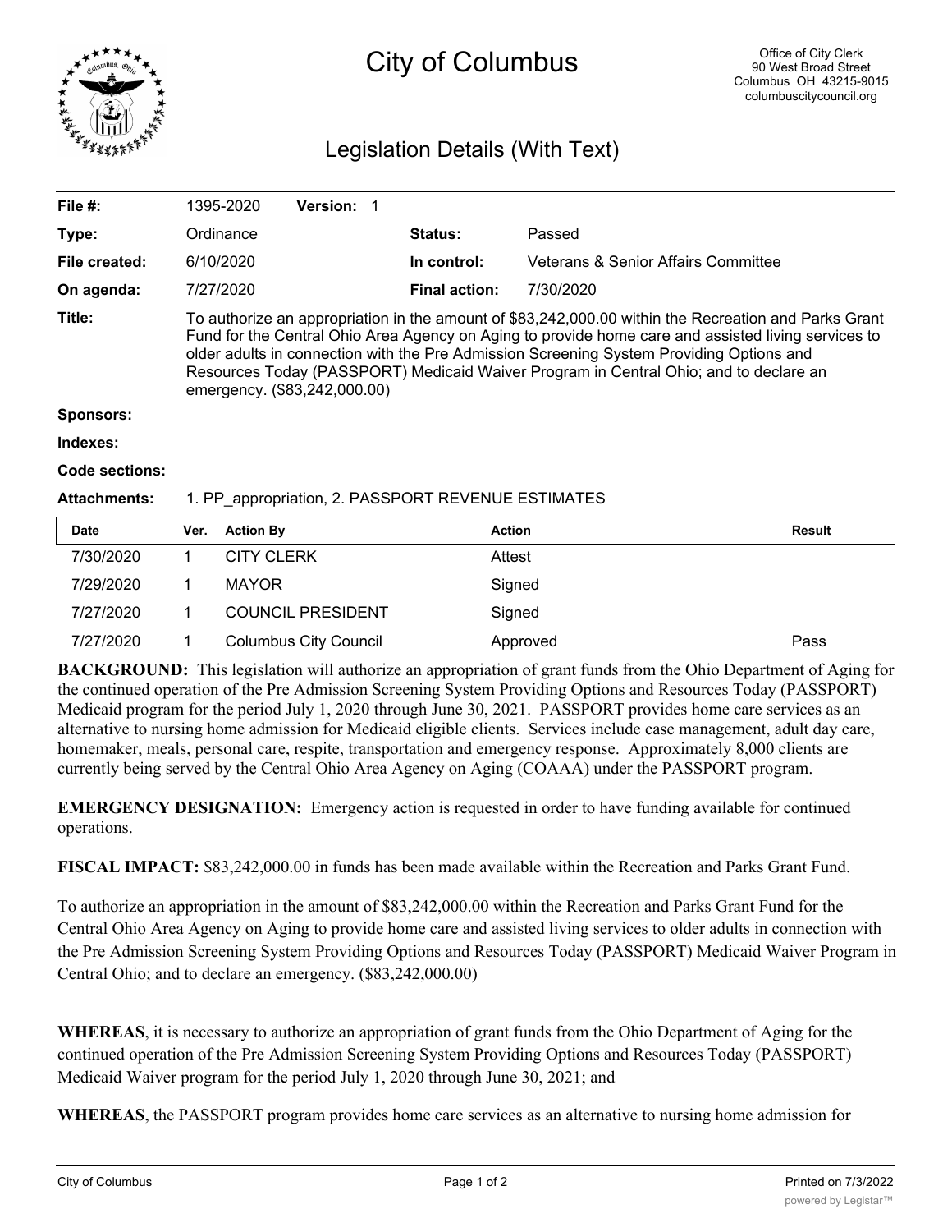# City of Columbus

Office of City Clerk
90 West Broad Street
Columbus OH 43215-9015
columbuscitycouncil.org

## Legislation Details (With Text)

| | | | |
|---|---|---|---|
| **File #:** | 1395-2020 **Version:** 1 | | |
| **Type:** | Ordinance | **Status:** | Passed |
| **File created:** | 6/10/2020 | **In control:** | Veterans & Senior Affairs Committee |
| **On agenda:** | 7/27/2020 | **Final action:** | 7/30/2020 |

**Title:** To authorize an appropriation in the amount of $83,242,000.00 within the Recreation and Parks Grant Fund for the Central Ohio Area Agency on Aging to provide home care and assisted living services to older adults in connection with the Pre Admission Screening System Providing Options and Resources Today (PASSPORT) Medicaid Waiver Program in Central Ohio; and to declare an emergency. ($83,242,000.00)

**Sponsors:**

**Indexes:**

**Code sections:**

**Attachments:** 1. PP_appropriation, 2. PASSPORT REVENUE ESTIMATES

| Date | Ver. | Action By | Action | Result |
|---|---|---|---|---|
| 7/30/2020 | 1 | CITY CLERK | Attest | |
| 7/29/2020 | 1 | MAYOR | Signed | |
| 7/27/2020 | 1 | COUNCIL PRESIDENT | Signed | |
| 7/27/2020 | 1 | Columbus City Council | Approved | Pass |

**BACKGROUND:** This legislation will authorize an appropriation of grant funds from the Ohio Department of Aging for the continued operation of the Pre Admission Screening System Providing Options and Resources Today (PASSPORT) Medicaid program for the period July 1, 2020 through June 30, 2021. PASSPORT provides home care services as an alternative to nursing home admission for Medicaid eligible clients. Services include case management, adult day care, homemaker, meals, personal care, respite, transportation and emergency response. Approximately 8,000 clients are currently being served by the Central Ohio Area Agency on Aging (COAAA) under the PASSPORT program.

**EMERGENCY DESIGNATION:** Emergency action is requested in order to have funding available for continued operations.

**FISCAL IMPACT:** $83,242,000.00 in funds has been made available within the Recreation and Parks Grant Fund.

To authorize an appropriation in the amount of $83,242,000.00 within the Recreation and Parks Grant Fund for the Central Ohio Area Agency on Aging to provide home care and assisted living services to older adults in connection with the Pre Admission Screening System Providing Options and Resources Today (PASSPORT) Medicaid Waiver Program in Central Ohio; and to declare an emergency. ($83,242,000.00)

**WHEREAS**, it is necessary to authorize an appropriation of grant funds from the Ohio Department of Aging for the continued operation of the Pre Admission Screening System Providing Options and Resources Today (PASSPORT) Medicaid Waiver program for the period July 1, 2020 through June 30, 2021; and

**WHEREAS**, the PASSPORT program provides home care services as an alternative to nursing home admission for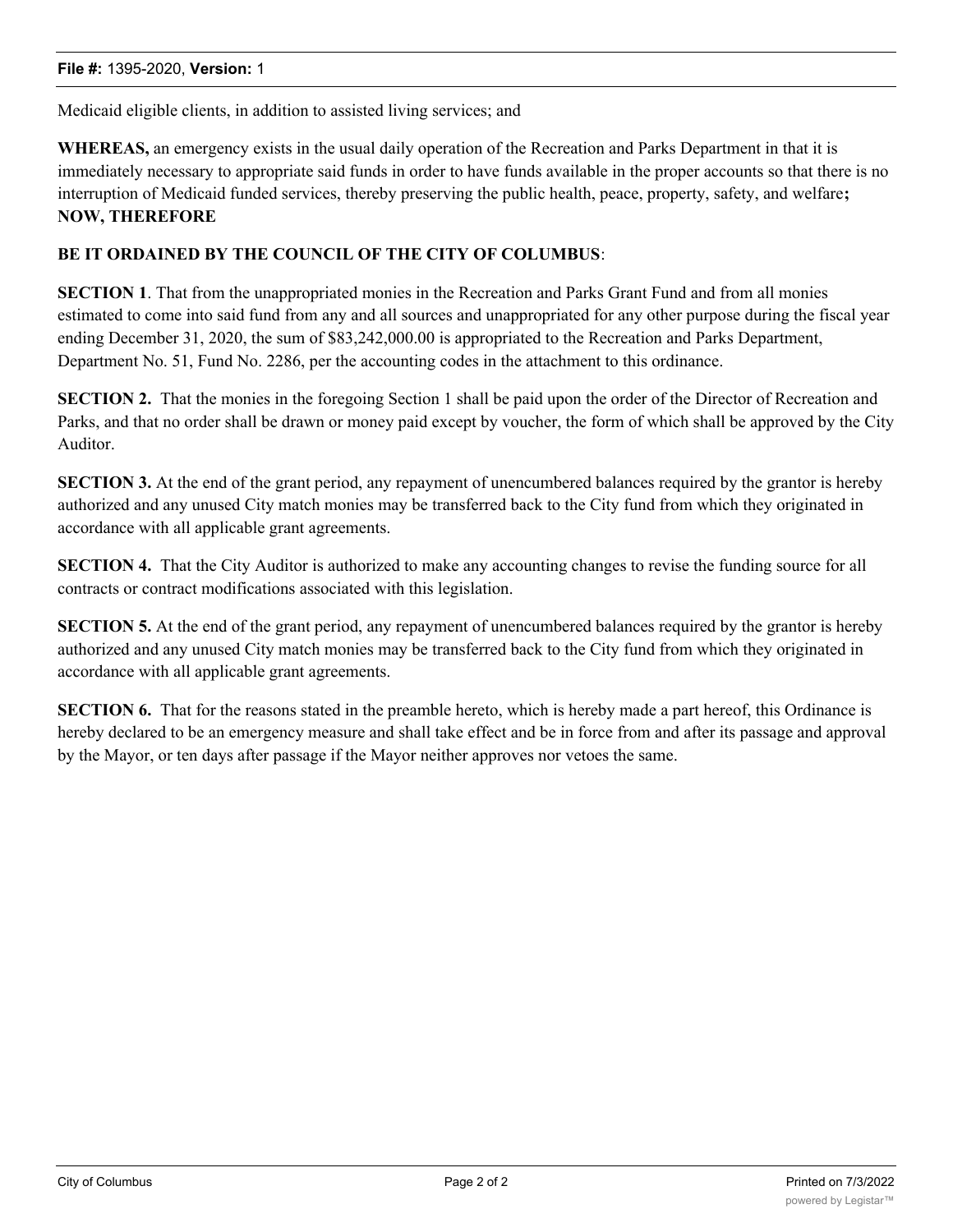Medicaid eligible clients, in addition to assisted living services; and

**WHEREAS,** an emergency exists in the usual daily operation of the Recreation and Parks Department in that it is immediately necessary to appropriate said funds in order to have funds available in the proper accounts so that there is no interruption of Medicaid funded services, thereby preserving the public health, peace, property, safety, and welfare**; NOW, THEREFORE**

**BE IT ORDAINED BY THE COUNCIL OF THE CITY OF COLUMBUS**:

**SECTION 1**. That from the unappropriated monies in the Recreation and Parks Grant Fund and from all monies estimated to come into said fund from any and all sources and unappropriated for any other purpose during the fiscal year ending December 31, 2020, the sum of $83,242,000.00 is appropriated to the Recreation and Parks Department, Department No. 51, Fund No. 2286, per the accounting codes in the attachment to this ordinance.

**SECTION 2.** That the monies in the foregoing Section 1 shall be paid upon the order of the Director of Recreation and Parks, and that no order shall be drawn or money paid except by voucher, the form of which shall be approved by the City Auditor.

**SECTION 3.** At the end of the grant period, any repayment of unencumbered balances required by the grantor is hereby authorized and any unused City match monies may be transferred back to the City fund from which they originated in accordance with all applicable grant agreements.

**SECTION 4.** That the City Auditor is authorized to make any accounting changes to revise the funding source for all contracts or contract modifications associated with this legislation.

**SECTION 5.** At the end of the grant period, any repayment of unencumbered balances required by the grantor is hereby authorized and any unused City match monies may be transferred back to the City fund from which they originated in accordance with all applicable grant agreements.

**SECTION 6.** That for the reasons stated in the preamble hereto, which is hereby made a part hereof, this Ordinance is hereby declared to be an emergency measure and shall take effect and be in force from and after its passage and approval by the Mayor, or ten days after passage if the Mayor neither approves nor vetoes the same.